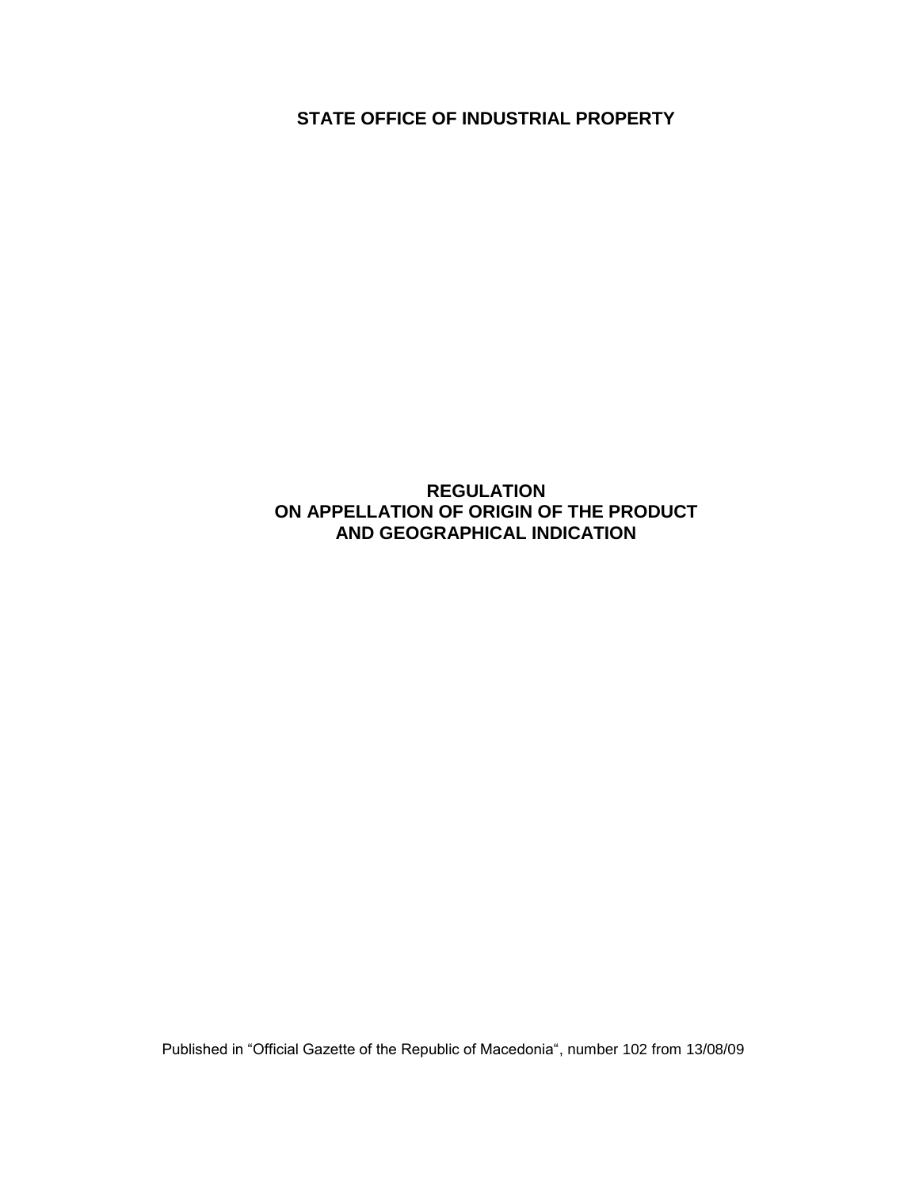# STATE OFFICE OF INDUSTRIAL PROPERTY

## REGULATION
## ON APPELLATION OF ORIGIN OF THE PRODUCT
## AND GEOGRAPHICAL INDICATION

Published in "Official Gazette of the Republic of Macedonia", number 102 from 13/08/09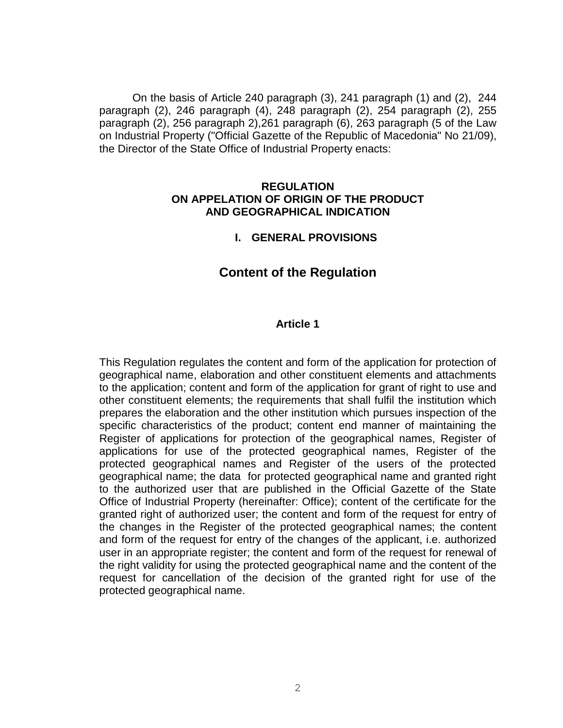On the basis of Article 240 paragraph (3), 241 paragraph (1) and (2), 244 paragraph (2), 246 paragraph (4), 248 paragraph (2), 254 paragraph (2), 255 paragraph (2), 256 paragraph 2),261 paragraph (6), 263 paragraph (5 of the Law on Industrial Property ("Official Gazette of the Republic of Macedonia" No 21/09), the Director of the State Office of Industrial Property enacts:

# REGULATION ON APPELATION OF ORIGIN OF THE PRODUCT AND GEOGRAPHICAL INDICATION

## I. GENERAL PROVISIONS

## Content of the Regulation

### Article 1

This Regulation regulates the content and form of the application for protection of geographical name, elaboration and other constituent elements and attachments to the application; content and form of the application for grant of right to use and other constituent elements; the requirements that shall fulfil the institution which prepares the elaboration and the other institution which pursues inspection of the specific characteristics of the product; content end manner of maintaining the Register of applications for protection of the geographical names, Register of applications for use of the protected geographical names, Register of the protected geographical names and Register of the users of the protected geographical name; the data for protected geographical name and granted right to the authorized user that are published in the Official Gazette of the State Office of Industrial Property (hereinafter: Office); content of the certificate for the granted right of authorized user; the content and form of the request for entry of the changes in the Register of the protected geographical names; the content and form of the request for entry of the changes of the applicant, i.e. authorized user in an appropriate register; the content and form of the request for renewal of the right validity for using the protected geographical name and the content of the request for cancellation of the decision of the granted right for use of the protected geographical name.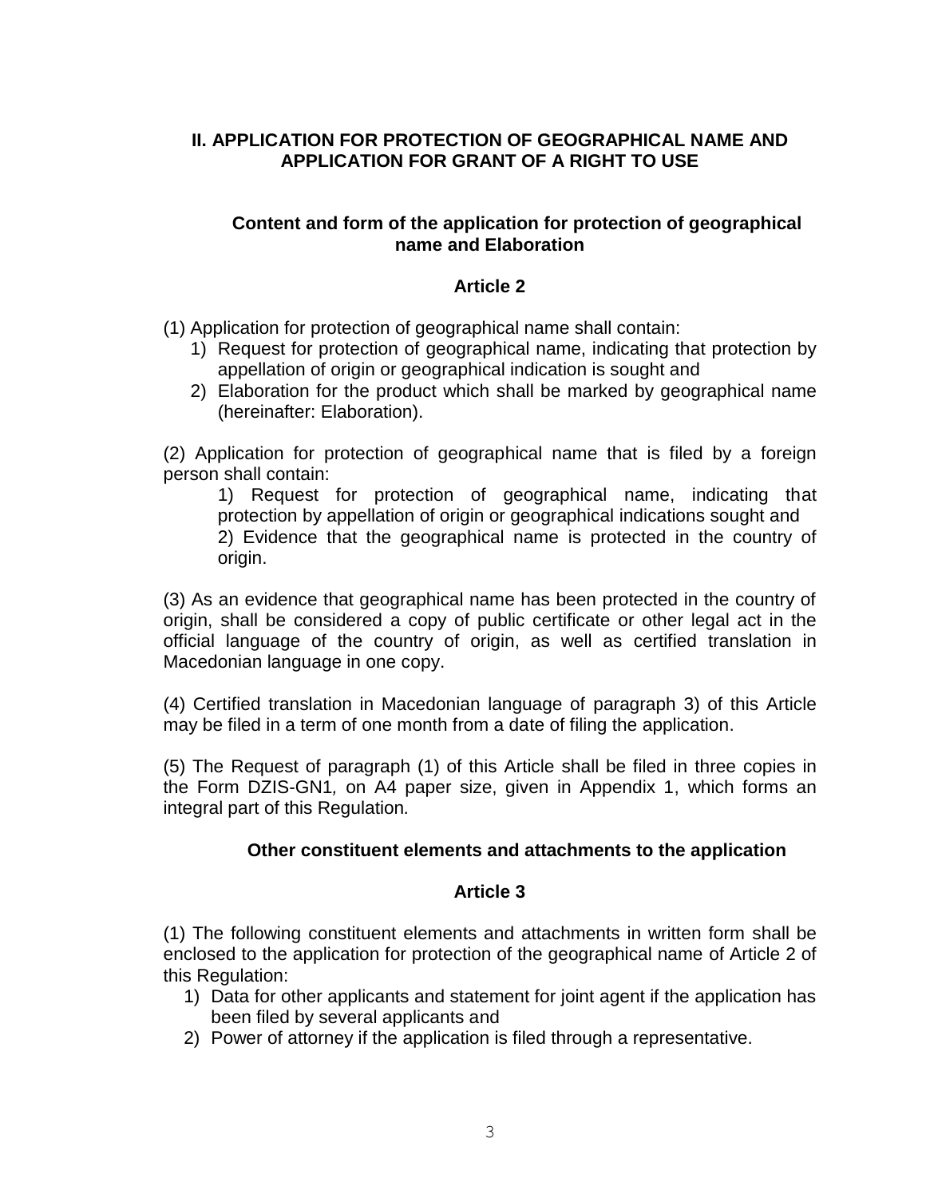## II. APPLICATION FOR PROTECTION OF GEOGRAPHICAL NAME AND APPLICATION FOR GRANT OF A RIGHT TO USE

### Content and form of the application for protection of geographical name and Elaboration

### Article 2

(1) Application for protection of geographical name shall contain:

1) Request for protection of geographical name, indicating that protection by appellation of origin or geographical indication is sought and
2) Elaboration for the product which shall be marked by geographical name (hereinafter: Elaboration).

(2) Application for protection of geographical name that is filed by a foreign person shall contain:

1) Request for protection of geographical name, indicating that protection by appellation of origin or geographical indications sought and
2) Evidence that the geographical name is protected in the country of origin.

(3) As an evidence that geographical name has been protected in the country of origin, shall be considered a copy of public certificate or other legal act in the official language of the country of origin, as well as certified translation in Macedonian language in one copy.

(4) Certified translation in Macedonian language of paragraph 3) of this Article may be filed in a term of one month from a date of filing the application.

(5) The Request of paragraph (1) of this Article shall be filed in three copies in the Form DZIS-GN1*,* on A4 paper size, given in Appendix 1, which forms an integral part of this Regulation*.*

### Other constituent elements and attachments to the application

### Article 3

(1) The following constituent elements and attachments in written form shall be enclosed to the application for protection of the geographical name of Article 2 of this Regulation:

1) Data for other applicants and statement for joint agent if the application has been filed by several applicants and
2) Power of attorney if the application is filed through a representative.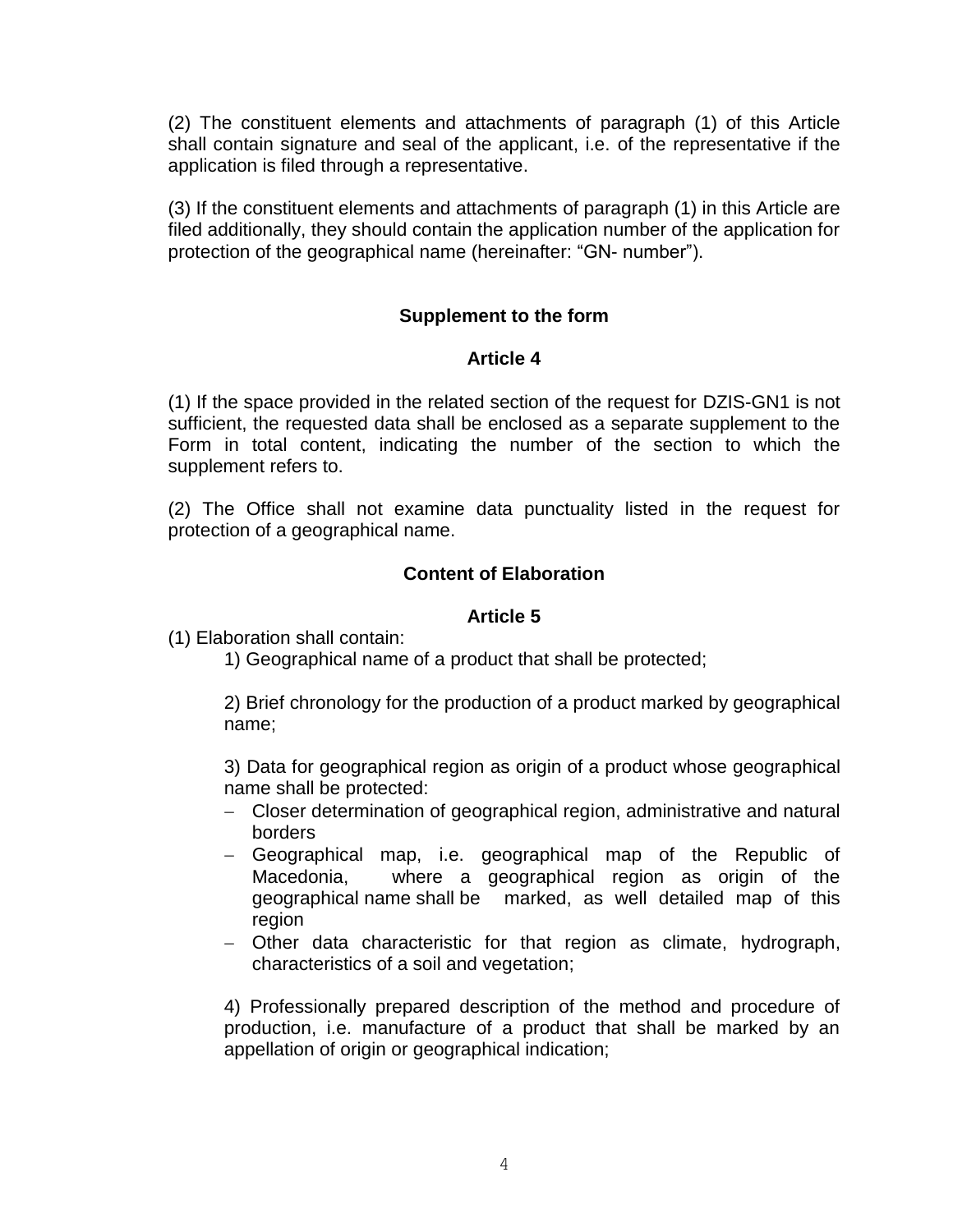(2) The constituent elements and attachments of paragraph (1) of this Article shall contain signature and seal of the applicant, i.e. of the representative if the application is filed through a representative.

(3) If the constituent elements and attachments of paragraph (1) in this Article are filed additionally, they should contain the application number of the application for protection of the geographical name (hereinafter: “GN- number”).

**Supplement to the form**

**Article 4**

(1) If the space provided in the related section of the request for DZIS-GN1 is not sufficient, the requested data shall be enclosed as a separate supplement to the Form in total content, indicating the number of the section to which the supplement refers to.

(2) The Office shall not examine data punctuality listed in the request for protection of a geographical name.

**Content of Elaboration**

**Article 5**

(1) Elaboration shall contain:

1) Geographical name of a product that shall be protected;

2) Brief chronology for the production of a product marked by geographical name;

3) Data for geographical region as origin of a product whose geographical name shall be protected:

- Closer determination of geographical region, administrative and natural borders
- Geographical map, i.e. geographical map of the Republic of Macedonia, where a geographical region as origin of the geographical name shall be marked, as well detailed map of this region
- Other data characteristic for that region as climate, hydrograph, characteristics of a soil and vegetation;

4) Professionally prepared description of the method and procedure of production, i.e. manufacture of a product that shall be marked by an appellation of origin or geographical indication;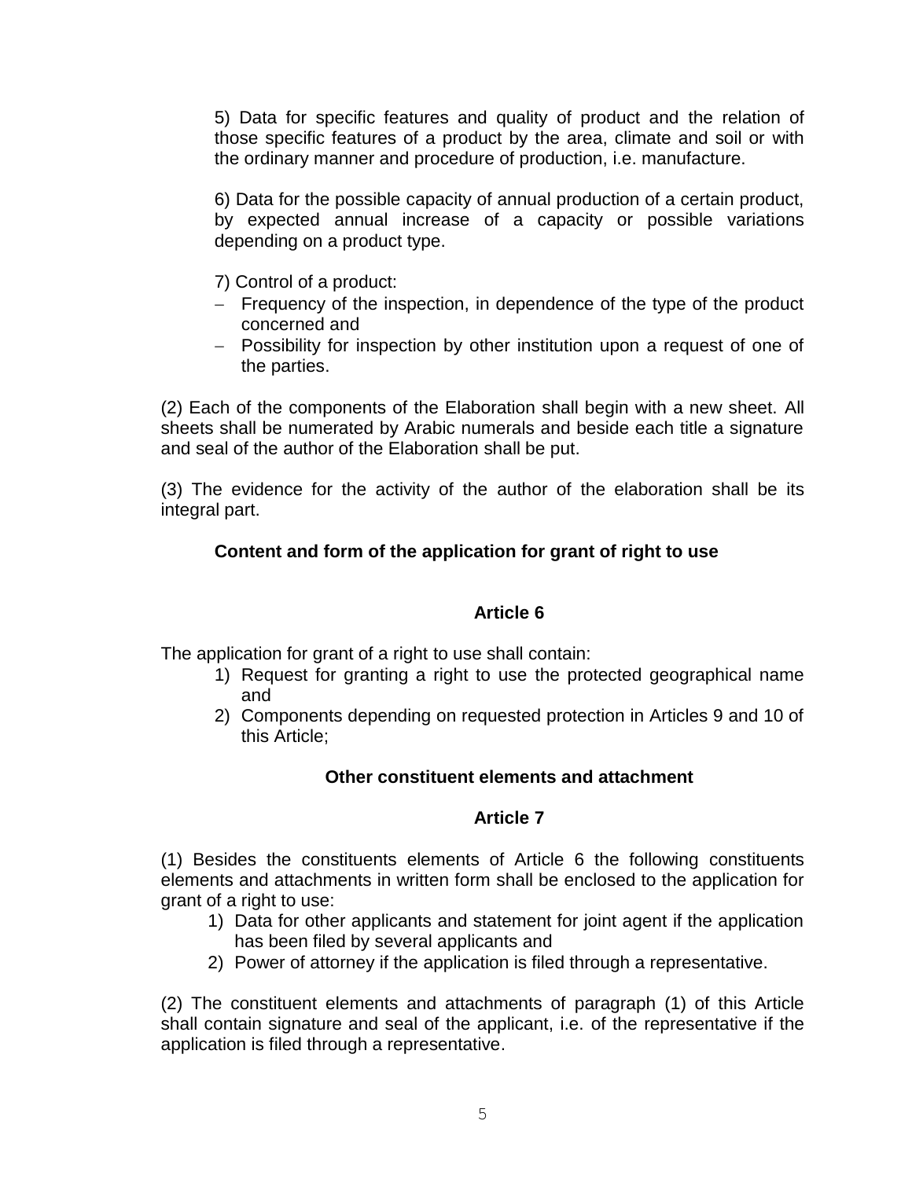5) Data for specific features and quality of product and the relation of those specific features of a product by the area, climate and soil or with the ordinary manner and procedure of production, i.e. manufacture.

6) Data for the possible capacity of annual production of a certain product, by expected annual increase of a capacity or possible variations depending on a product type.

7) Control of a product:

- Frequency of the inspection, in dependence of the type of the product concerned and
- Possibility for inspection by other institution upon a request of one of the parties.

(2) Each of the components of the Elaboration shall begin with a new sheet. All sheets shall be numerated by Arabic numerals and beside each title a signature and seal of the author of the Elaboration shall be put.

(3) The evidence for the activity of the author of the elaboration shall be its integral part.

**Content and form of the application for grant of right to use**

**Article 6**

The application for grant of a right to use shall contain:

1) Request for granting a right to use the protected geographical name and
2) Components depending on requested protection in Articles 9 and 10 of this Article;

**Other constituent elements and attachment**

**Article 7**

(1) Besides the constituents elements of Article 6 the following constituents elements and attachments in written form shall be enclosed to the application for grant of a right to use:

1) Data for other applicants and statement for joint agent if the application has been filed by several applicants and
2) Power of attorney if the application is filed through a representative.

(2) The constituent elements and attachments of paragraph (1) of this Article shall contain signature and seal of the applicant, i.e. of the representative if the application is filed through a representative.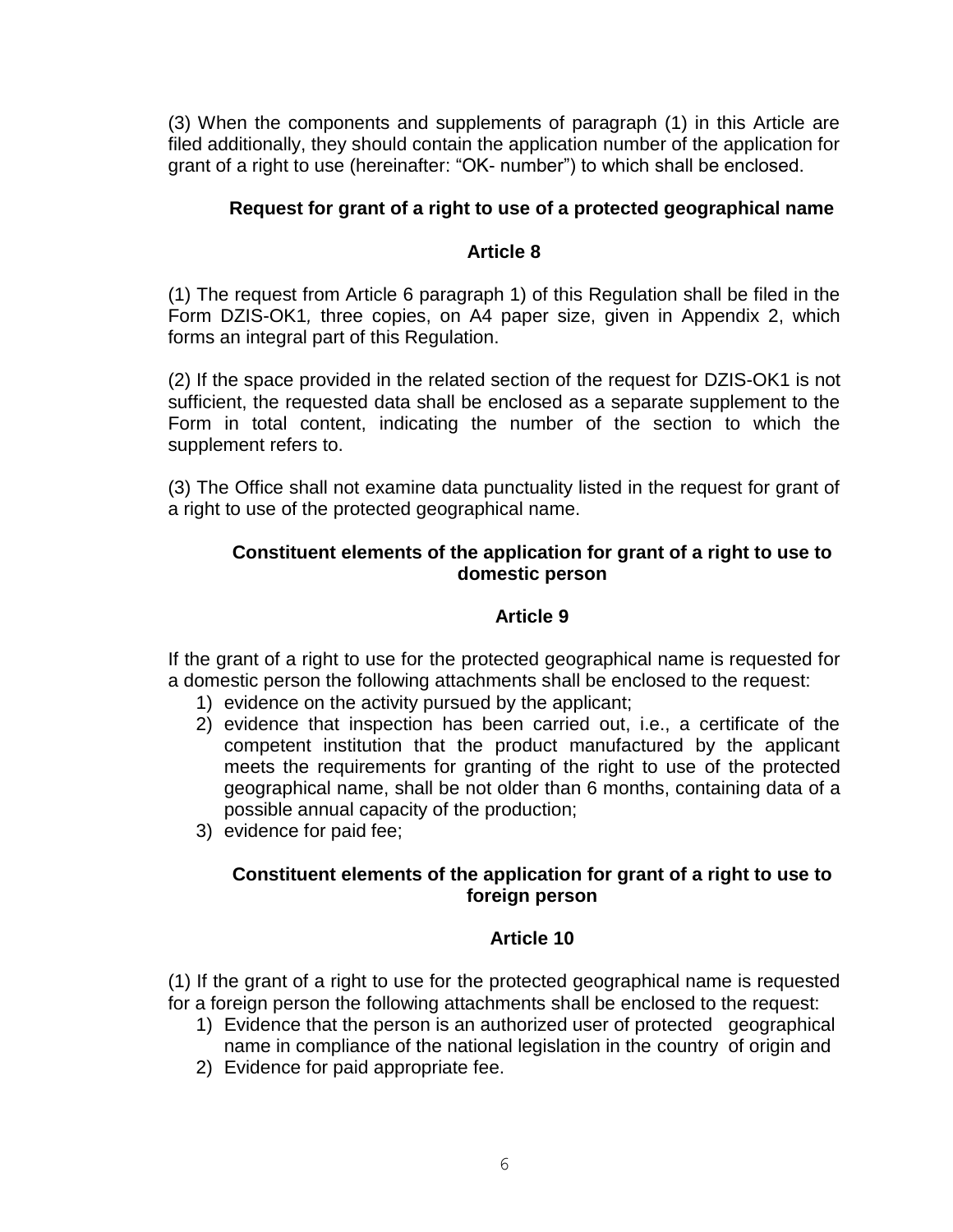(3) When the components and supplements of paragraph (1) in this Article are filed additionally, they should contain the application number of the application for grant of a right to use (hereinafter: "OK- number") to which shall be enclosed.

### Request for grant of a right to use of a protected geographical name

### Article 8

(1) The request from Article 6 paragraph 1) of this Regulation shall be filed in the Form DZIS-OK1, three copies, on A4 paper size, given in Appendix 2, which forms an integral part of this Regulation.

(2) If the space provided in the related section of the request for DZIS-OK1 is not sufficient, the requested data shall be enclosed as a separate supplement to the Form in total content, indicating the number of the section to which the supplement refers to.

(3) The Office shall not examine data punctuality listed in the request for grant of a right to use of the protected geographical name.

### Constituent elements of the application for grant of a right to use to domestic person

### Article 9

If the grant of a right to use for the protected geographical name is requested for a domestic person the following attachments shall be enclosed to the request:

1) evidence on the activity pursued by the applicant;
2) evidence that inspection has been carried out, i.e., a certificate of the competent institution that the product manufactured by the applicant meets the requirements for granting of the right to use of the protected geographical name, shall be not older than 6 months, containing data of a possible annual capacity of the production;
3) evidence for paid fee;

### Constituent elements of the application for grant of a right to use to foreign person

### Article 10

(1) If the grant of a right to use for the protected geographical name is requested for a foreign person the following attachments shall be enclosed to the request:

1) Evidence that the person is an authorized user of protected geographical name in compliance of the national legislation in the country of origin and
2) Evidence for paid appropriate fee.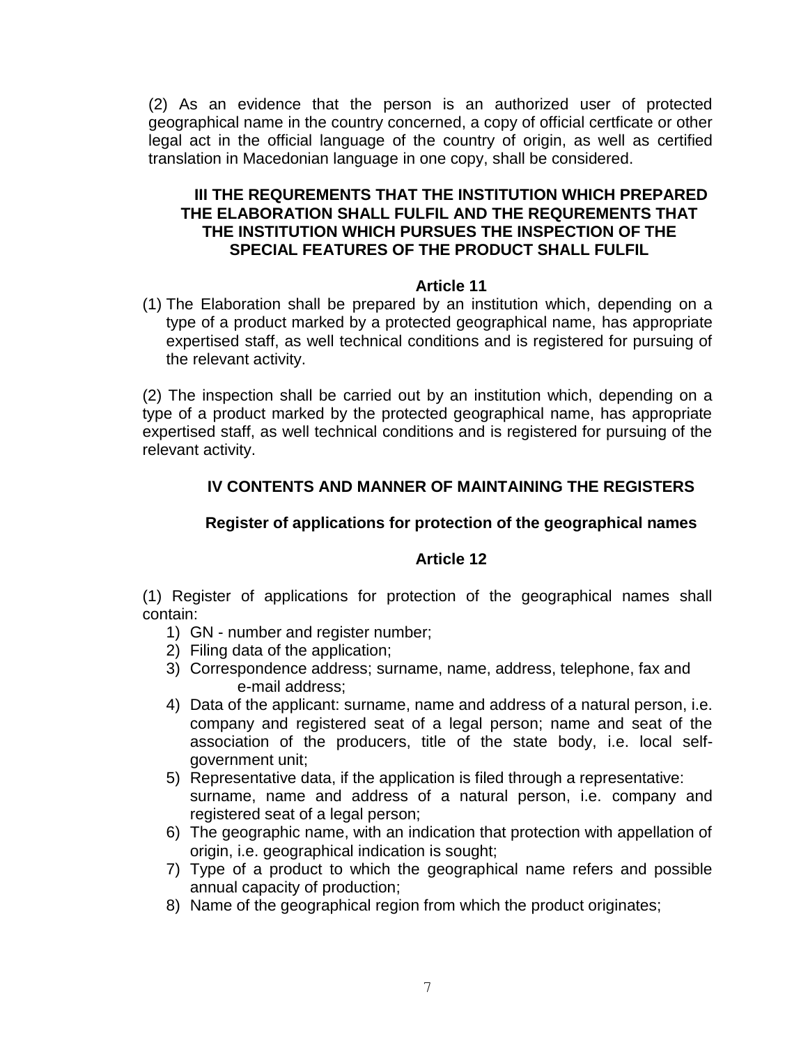(2) As an evidence that the person is an authorized user of protected geographical name in the country concerned, a copy of official certficate or other legal act in the official language of the country of origin, as well as certified translation in Macedonian language in one copy, shall be considered.

## III THE REQUREMENTS THAT THE INSTITUTION WHICH PREPARED THE ELABORATION SHALL FULFIL AND THE REQUREMENTS THAT THE INSTITUTION WHICH PURSUES THE INSPECTION OF THE SPECIAL FEATURES OF THE PRODUCT SHALL FULFIL

### Article 11

(1) The Elaboration shall be prepared by an institution which, depending on a type of a product marked by a protected geographical name, has appropriate expertised staff, as well technical conditions and is registered for pursuing of the relevant activity.

(2) The inspection shall be carried out by an institution which, depending on a type of a product marked by the protected geographical name, has appropriate expertised staff, as well technical conditions and is registered for pursuing of the relevant activity.

## IV CONTENTS AND MANNER OF MAINTAINING THE REGISTERS

### Register of applications for protection of the geographical names

### Article 12

(1) Register of applications for protection of the geographical names shall contain:

1) GN - number and register number;
2) Filing data of the application;
3) Correspondence address; surname, name, address, telephone, fax and e-mail address;
4) Data of the applicant: surname, name and address of a natural person, i.e. company and registered seat of a legal person; name and seat of the association of the producers, title of the state body, i.e. local self-government unit;
5) Representative data, if the application is filed through a representative: surname, name and address of a natural person, i.e. company and registered seat of a legal person;
6) The geographic name, with an indication that protection with appellation of origin, i.e. geographical indication is sought;
7) Type of a product to which the geographical name refers and possible annual capacity of production;
8) Name of the geographical region from which the product originates;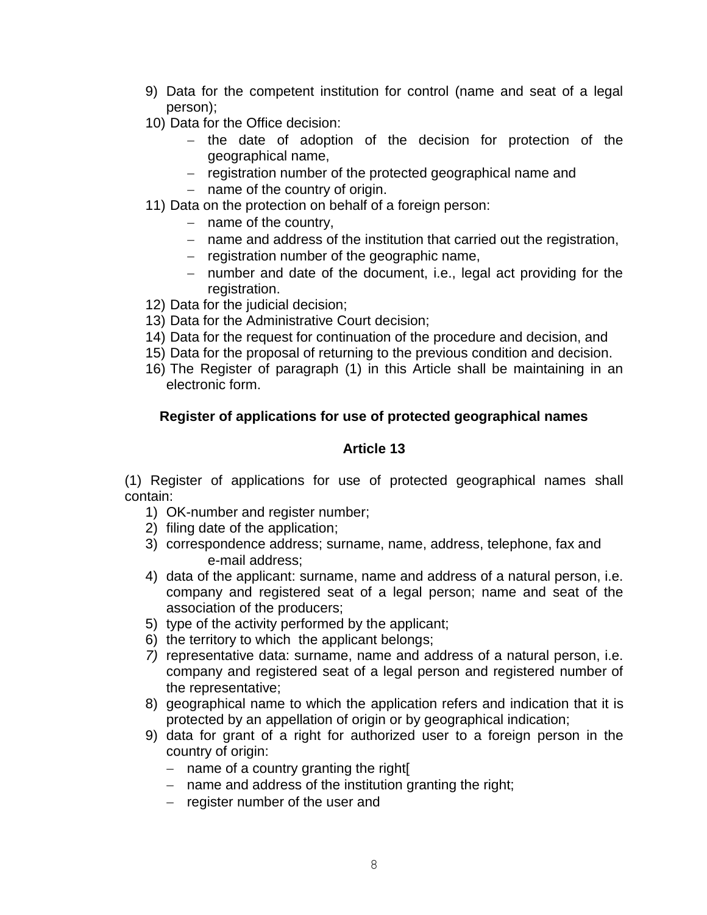9) Data for the competent institution for control (name and seat of a legal person);
10) Data for the Office decision:
    - the date of adoption of the decision for protection of the geographical name,
    - registration number of the protected geographical name and
    - name of the country of origin.
11) Data on the protection on behalf of a foreign person:
    - name of the country,
    - name and address of the institution that carried out the registration,
    - registration number of the geographic name,
    - number and date of the document, i.e., legal act providing for the registration.
12) Data for the judicial decision;
13) Data for the Administrative Court decision;
14) Data for the request for continuation of the procedure and decision, and
15) Data for the proposal of returning to the previous condition and decision.
16) The Register of paragraph (1) in this Article shall be maintaining in an electronic form.

**Register of applications for use of protected geographical names**

**Article 13**

(1) Register of applications for use of protected geographical names shall contain:

1) OK-number and register number;
2) filing date of the application;
3) correspondence address; surname, name, address, telephone, fax and e-mail address;
4) data of the applicant: surname, name and address of a natural person, i.e. company and registered seat of a legal person; name and seat of the association of the producers;
5) type of the activity performed by the applicant;
6) the territory to which the applicant belongs;
7) representative data: surname, name and address of a natural person, i.e. company and registered seat of a legal person and registered number of the representative;
8) geographical name to which the application refers and indication that it is protected by an appellation of origin or by geographical indication;
9) data for grant of a right for authorized user to a foreign person in the country of origin:
    - name of a country granting the right[
    - name and address of the institution granting the right;
    - register number of the user and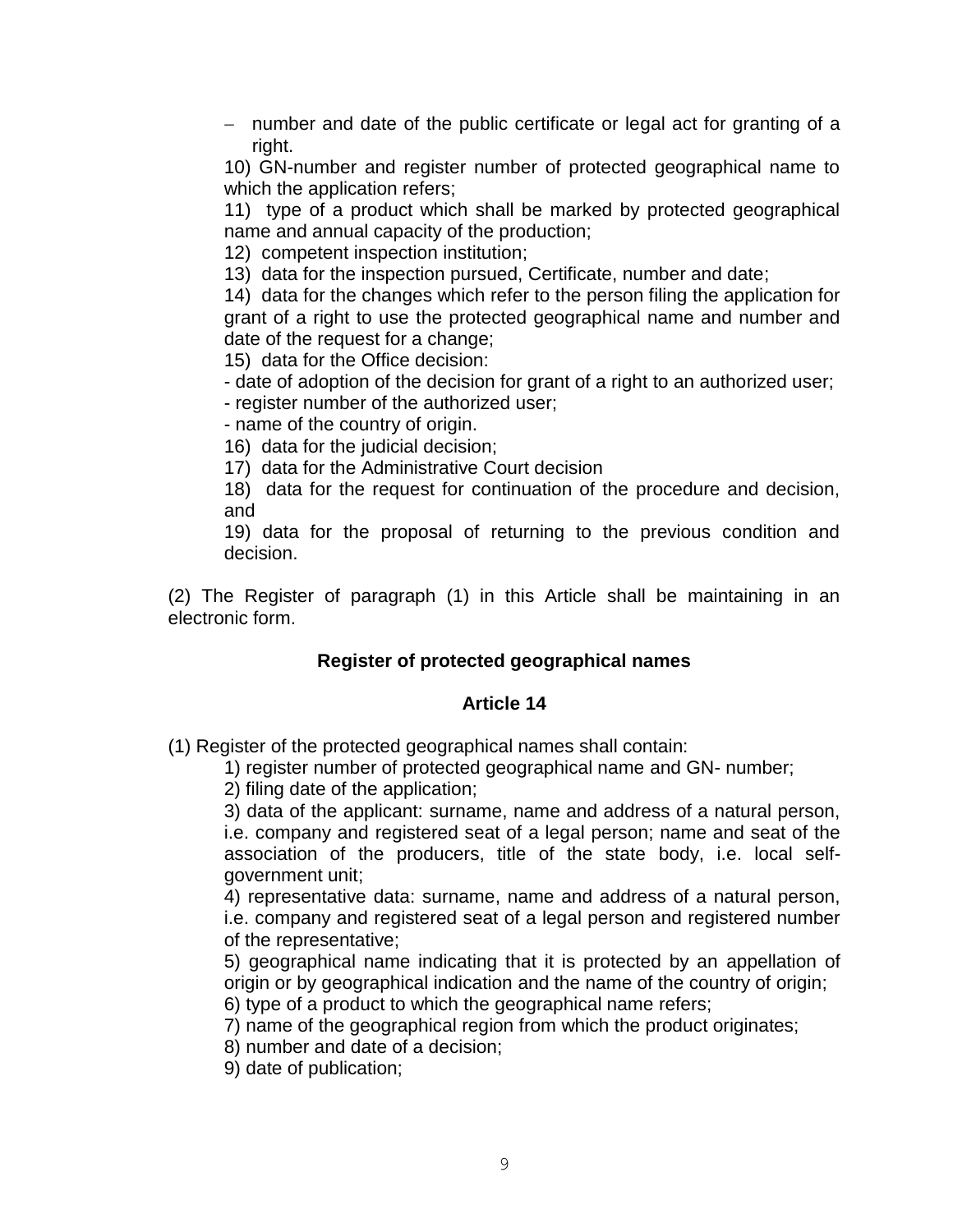- number and date of the public certificate or legal act for granting of a right.

10) GN-number and register number of protected geographical name to which the application refers;

11) type of a product which shall be marked by protected geographical name and annual capacity of the production;

12) competent inspection institution;

13) data for the inspection pursued, Certificate, number and date;

14) data for the changes which refer to the person filing the application for grant of a right to use the protected geographical name and number and date of the request for a change;

15) data for the Office decision:

- date of adoption of the decision for grant of a right to an authorized user;
- register number of the authorized user;
- name of the country of origin.

16) data for the judicial decision;

17) data for the Administrative Court decision

18) data for the request for continuation of the procedure and decision, and

19) data for the proposal of returning to the previous condition and decision.

(2) The Register of paragraph (1) in this Article shall be maintaining in an electronic form.

**Register of protected geographical names**

**Article 14**

(1) Register of the protected geographical names shall contain:

1) register number of protected geographical name and GN- number;

2) filing date of the application;

3) data of the applicant: surname, name and address of a natural person, i.e. company and registered seat of a legal person; name and seat of the association of the producers, title of the state body, i.e. local self-government unit;

4) representative data: surname, name and address of a natural person, i.e. company and registered seat of a legal person and registered number of the representative;

5) geographical name indicating that it is protected by an appellation of origin or by geographical indication and the name of the country of origin;

6) type of a product to which the geographical name refers;

7) name of the geographical region from which the product originates;

8) number and date of a decision;

9) date of publication;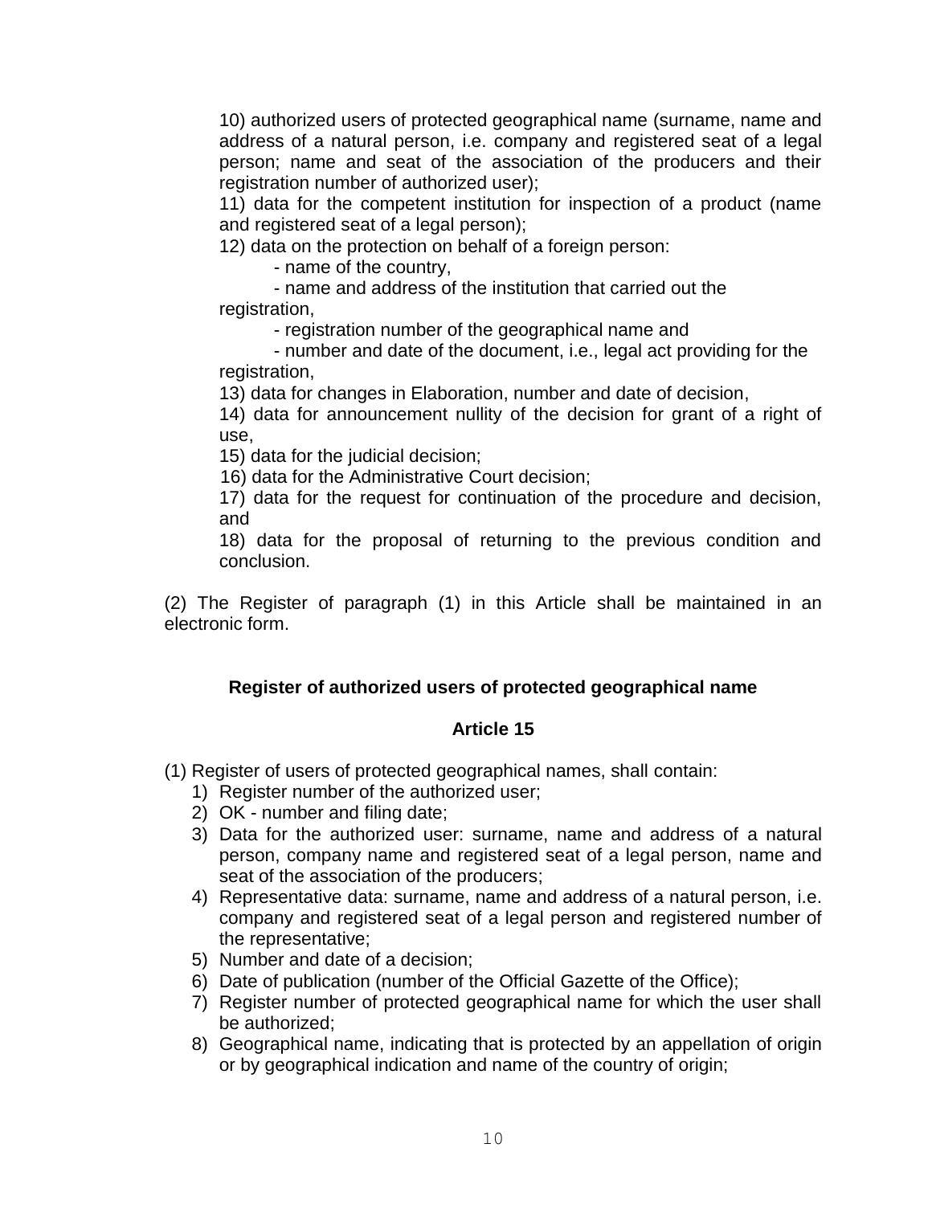10) authorized users of protected geographical name (surname, name and address of a natural person, i.e. company and registered seat of a legal person; name and seat of the association of the producers and their registration number of authorized user);

11) data for the competent institution for inspection of a product (name and registered seat of a legal person);

12) data on the protection on behalf of a foreign person:

- name of the country,
- name and address of the institution that carried out the registration,
- registration number of the geographical name and
- number and date of the document, i.e., legal act providing for the registration,

13) data for changes in Elaboration, number and date of decision,

14) data for announcement nullity of the decision for grant of a right of use,

15) data for the judicial decision;

16) data for the Administrative Court decision;

17) data for the request for continuation of the procedure and decision, and

18) data for the proposal of returning to the previous condition and conclusion.

(2) The Register of paragraph (1) in this Article shall be maintained in an electronic form.

**Register of authorized users of protected geographical name**

**Article 15**

(1) Register of users of protected geographical names, shall contain:

1) Register number of the authorized user;
2) OK - number and filing date;
3) Data for the authorized user: surname, name and address of a natural person, company name and registered seat of a legal person, name and seat of the association of the producers;
4) Representative data: surname, name and address of a natural person, i.e. company and registered seat of a legal person and registered number of the representative;
5) Number and date of a decision;
6) Date of publication (number of the Official Gazette of the Office);
7) Register number of protected geographical name for which the user shall be authorized;
8) Geographical name, indicating that is protected by an appellation of origin or by geographical indication and name of the country of origin;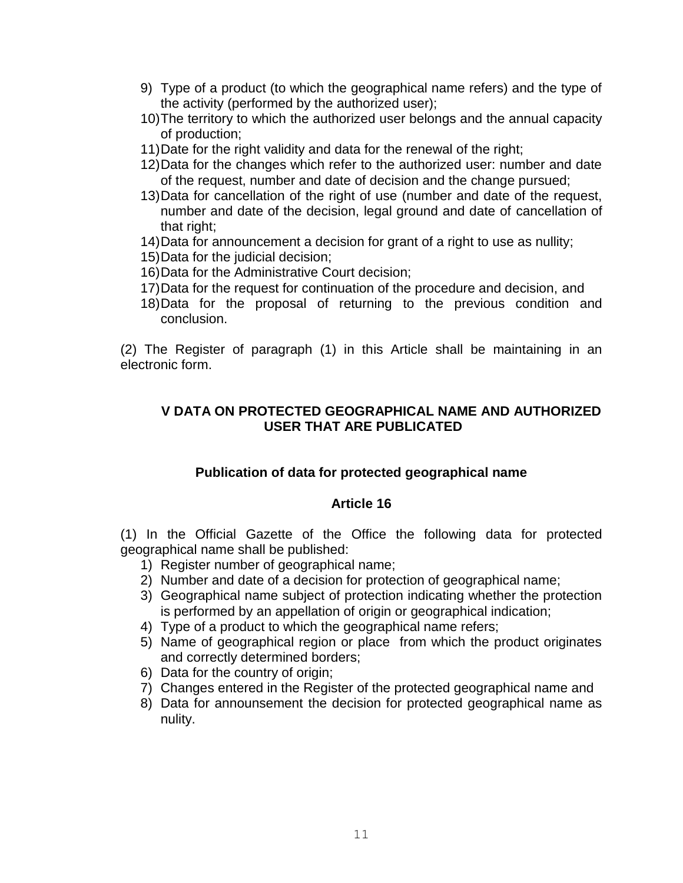9) Type of a product (to which the geographical name refers) and the type of the activity (performed by the authorized user);
10) The territory to which the authorized user belongs and the annual capacity of production;
11) Date for the right validity and data for the renewal of the right;
12) Data for the changes which refer to the authorized user: number and date of the request, number and date of decision and the change pursued;
13) Data for cancellation of the right of use (number and date of the request, number and date of the decision, legal ground and date of cancellation of that right;
14) Data for announcement a decision for grant of a right to use as nullity;
15) Data for the judicial decision;
16) Data for the Administrative Court decision;
17) Data for the request for continuation of the procedure and decision, and
18) Data for the proposal of returning to the previous condition and conclusion.

(2) The Register of paragraph (1) in this Article shall be maintaining in an electronic form.

## V DATA ON PROTECTED GEOGRAPHICAL NAME AND AUTHORIZED USER THAT ARE PUBLICATED

### Publication of data for protected geographical name

### Article 16

(1) In the Official Gazette of the Office the following data for protected geographical name shall be published:

1) Register number of geographical name;
2) Number and date of a decision for protection of geographical name;
3) Geographical name subject of protection indicating whether the protection is performed by an appellation of origin or geographical indication;
4) Type of a product to which the geographical name refers;
5) Name of geographical region or place from which the product originates and correctly determined borders;
6) Data for the country of origin;
7) Changes entered in the Register of the protected geographical name and
8) Data for announsement the decision for protected geographical name as nulity.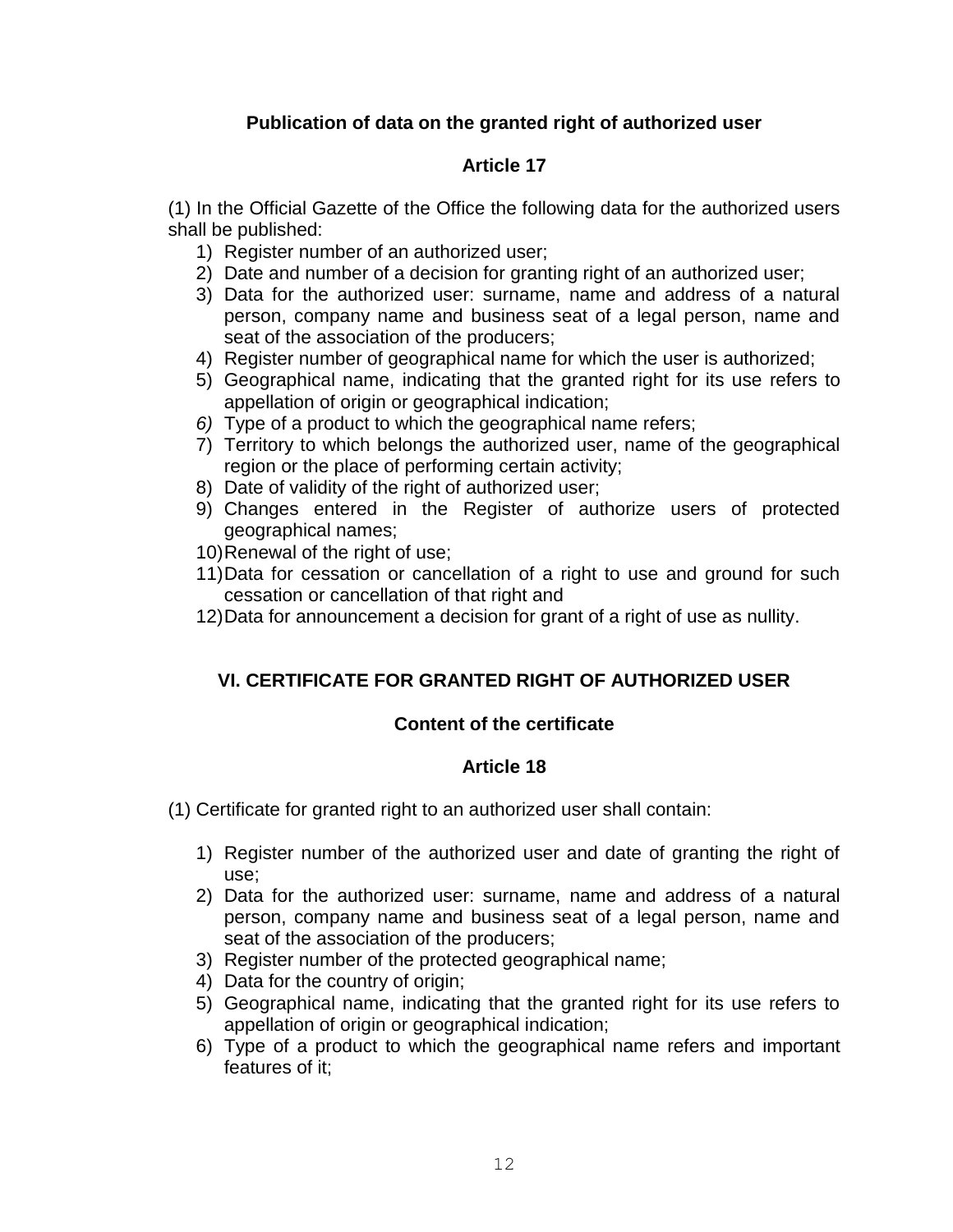**Publication of data on the granted right of authorized user**

**Article 17**

(1) In the Official Gazette of the Office the following data for the authorized users shall be published:

1) Register number of an authorized user;
2) Date and number of a decision for granting right of an authorized user;
3) Data for the authorized user: surname, name and address of a natural person, company name and business seat of a legal person, name and seat of the association of the producers;
4) Register number of geographical name for which the user is authorized;
5) Geographical name, indicating that the granted right for its use refers to appellation of origin or geographical indication;
6) Type of a product to which the geographical name refers;
7) Territory to which belongs the authorized user, name of the geographical region or the place of performing certain activity;
8) Date of validity of the right of authorized user;
9) Changes entered in the Register of authorize users of protected geographical names;
10) Renewal of the right of use;
11) Data for cessation or cancellation of a right to use and ground for such cessation or cancellation of that right and
12) Data for announcement a decision for grant of a right of use as nullity.

## VI. CERTIFICATE FOR GRANTED RIGHT OF AUTHORIZED USER

**Content of the certificate**

**Article 18**

(1) Certificate for granted right to an authorized user shall contain:

1) Register number of the authorized user and date of granting the right of use;
2) Data for the authorized user: surname, name and address of a natural person, company name and business seat of a legal person, name and seat of the association of the producers;
3) Register number of the protected geographical name;
4) Data for the country of origin;
5) Geographical name, indicating that the granted right for its use refers to appellation of origin or geographical indication;
6) Type of a product to which the geographical name refers and important features of it;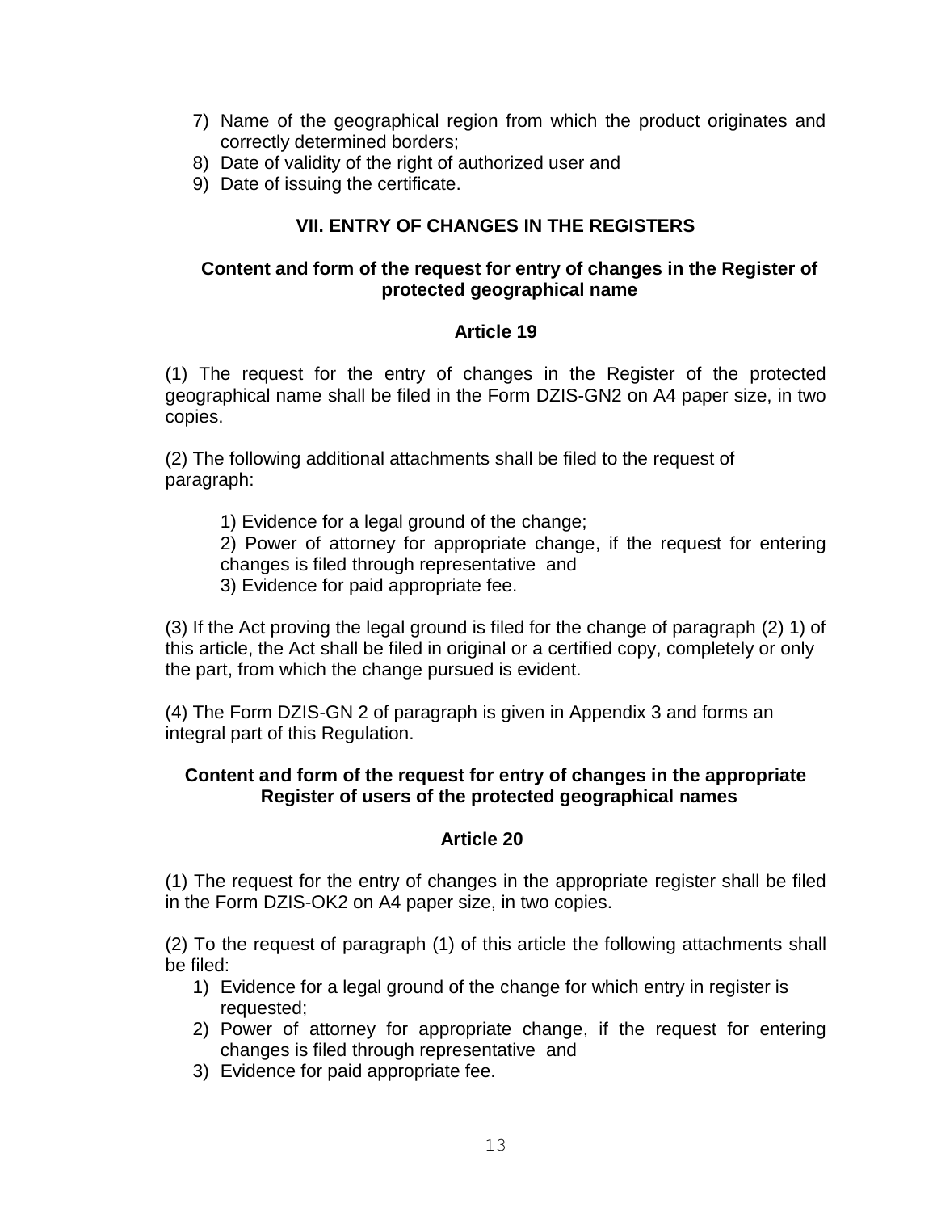7) Name of the geographical region from which the product originates and correctly determined borders;
8) Date of validity of the right of authorized user and
9) Date of issuing the certificate.

## VII. ENTRY OF CHANGES IN THE REGISTERS

### Content and form of the request for entry of changes in the Register of protected geographical name

### Article 19

(1) The request for the entry of changes in the Register of the protected geographical name shall be filed in the Form DZIS-GN2 on A4 paper size, in two copies.

(2) The following additional attachments shall be filed to the request of paragraph:

1) Evidence for a legal ground of the change;
2) Power of attorney for appropriate change, if the request for entering changes is filed through representative and
3) Evidence for paid appropriate fee.

(3) If the Act proving the legal ground is filed for the change of paragraph (2) 1) of this article, the Act shall be filed in original or a certified copy, completely or only the part, from which the change pursued is evident.

(4) The Form DZIS-GN 2 of paragraph is given in Appendix 3 and forms an integral part of this Regulation.

### Content and form of the request for entry of changes in the appropriate Register of users of the protected geographical names

### Article 20

(1) The request for the entry of changes in the appropriate register shall be filed in the Form DZIS-OK2 on A4 paper size, in two copies.

(2) To the request of paragraph (1) of this article the following attachments shall be filed:

1) Evidence for a legal ground of the change for which entry in register is requested;
2) Power of attorney for appropriate change, if the request for entering changes is filed through representative and
3) Evidence for paid appropriate fee.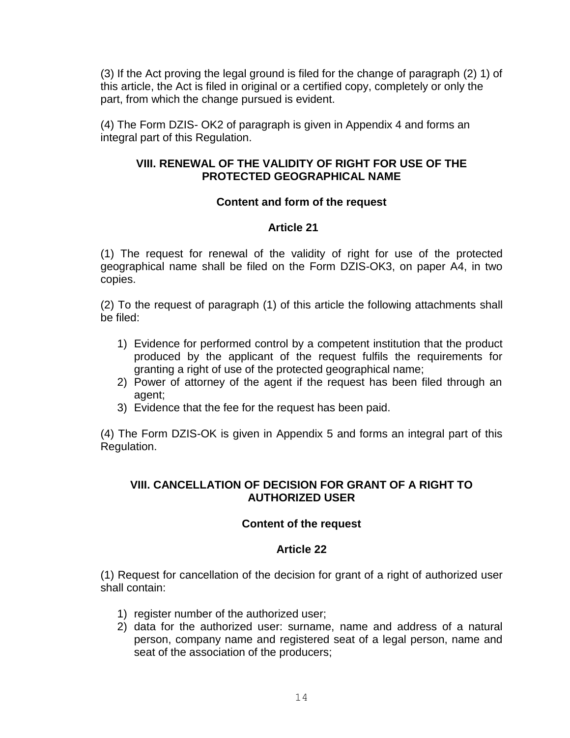(3) If the Act proving the legal ground is filed for the change of paragraph (2) 1) of this article, the Act is filed in original or a certified copy, completely or only the part, from which the change pursued is evident.

(4) The Form DZIS- OK2 of paragraph is given in Appendix 4 and forms an integral part of this Regulation.

## VIII. RENEWAL OF THE VALIDITY OF RIGHT FOR USE OF THE PROTECTED GEOGRAPHICAL NAME

### Content and form of the request

### Article 21

(1) The request for renewal of the validity of right for use of the protected geographical name shall be filed on the Form DZIS-OK3, on paper A4, in two copies.

(2) To the request of paragraph (1) of this article the following attachments shall be filed:

1) Evidence for performed control by a competent institution that the product produced by the applicant of the request fulfils the requirements for granting a right of use of the protected geographical name;
2) Power of attorney of the agent if the request has been filed through an agent;
3) Evidence that the fee for the request has been paid.

(4) The Form DZIS-OK is given in Appendix 5 and forms an integral part of this Regulation.

## VIII. CANCELLATION OF DECISION FOR GRANT OF A RIGHT TO AUTHORIZED USER

### Content of the request

### Article 22

(1) Request for cancellation of the decision for grant of a right of authorized user shall contain:

1) register number of the authorized user;
2) data for the authorized user: surname, name and address of a natural person, company name and registered seat of a legal person, name and seat of the association of the producers;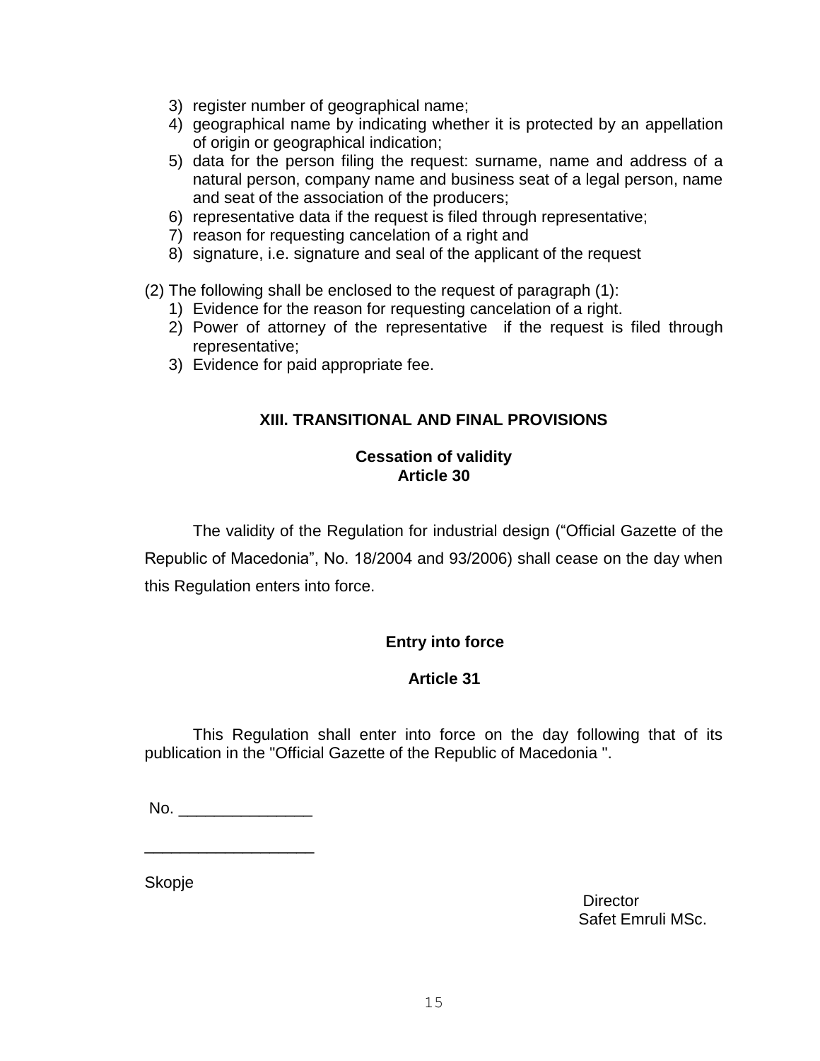3) register number of geographical name;
4) geographical name by indicating whether it is protected by an appellation of origin or geographical indication;
5) data for the person filing the request: surname, name and address of a natural person, company name and business seat of a legal person, name and seat of the association of the producers;
6) representative data if the request is filed through representative;
7) reason for requesting cancelation of a right and
8) signature, i.e. signature and seal of the applicant of the request

(2) The following shall be enclosed to the request of paragraph (1):

1) Evidence for the reason for requesting cancelation of a right.
2) Power of attorney of the representative if the request is filed through representative;
3) Evidence for paid appropriate fee.

## XIII. TRANSITIONAL AND FINAL PROVISIONS

### Cessation of validity
### Article 30

The validity of the Regulation for industrial design (“Official Gazette of the Republic of Macedonia”, No. 18/2004 and 93/2006) shall cease on the day when this Regulation enters into force.

### Entry into force

### Article 31

This Regulation shall enter into force on the day following that of its publication in the "Official Gazette of the Republic of Macedonia ".

No. _______________

___________________

Skopje

Director
Safet Emruli MSc.